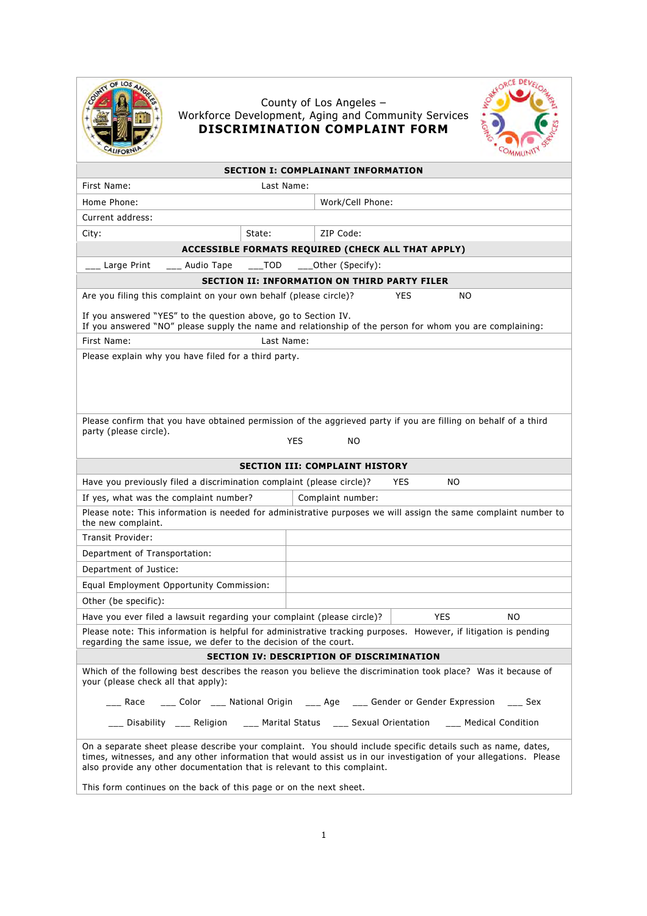# County of Los Angeles – Workforce Development, Aging and Community Services

## DISCRIMINATION COMPLAINT FORM

### SECTION I: COMPLAINANT INFORMATION

| | |
|---|---|
| First Name: | Last Name: |
| Home Phone: | Work/Cell Phone: |
| Current address: | |
| City: State: | ZIP Code: |

**ACCESSIBLE FORMATS REQUIRED (CHECK ALL THAT APPLY)**

___ Large Print ___ Audio Tape ___TOD ___Other (Specify):

### SECTION II: INFORMATION ON THIRD PARTY FILER

Are you filing this complaint on your own behalf (please circle)? YES NO

If you answered "YES" to the question above, go to Section IV.
If you answered "NO" please supply the name and relationship of the person for whom you are complaining:

| | |
|---|---|
| First Name: | Last Name: |

Please explain why you have filed for a third party.

Please confirm that you have obtained permission of the aggrieved party if you are filling on behalf of a third party (please circle).

YES NO

### SECTION III: COMPLAINT HISTORY

Have you previously filed a discrimination complaint (please circle)? YES NO

| | |
|---|---|
| If yes, what was the complaint number? | Complaint number: |

Please note: This information is needed for administrative purposes we will assign the same complaint number to the new complaint.

| | |
|---|---|
| Transit Provider: | |
| Department of Transportation: | |
| Department of Justice: | |
| Equal Employment Opportunity Commission: | |
| Other (be specific): | |

Have you ever filed a lawsuit regarding your complaint (please circle)? YES NO

Please note: This information is helpful for administrative tracking purposes. However, if litigation is pending regarding the same issue, we defer to the decision of the court.

### SECTION IV: DESCRIPTION OF DISCRIMINATION

Which of the following best describes the reason you believe the discrimination took place? Was it because of your (please check all that apply):

___ Race ___ Color ___ National Origin ___ Age ___ Gender or Gender Expression ___ Sex

___ Disability ___ Religion ___ Marital Status ___ Sexual Orientation ___ Medical Condition

On a separate sheet please describe your complaint. You should include specific details such as name, dates, times, witnesses, and any other information that would assist us in our investigation of your allegations. Please also provide any other documentation that is relevant to this complaint.

This form continues on the back of this page or on the next sheet.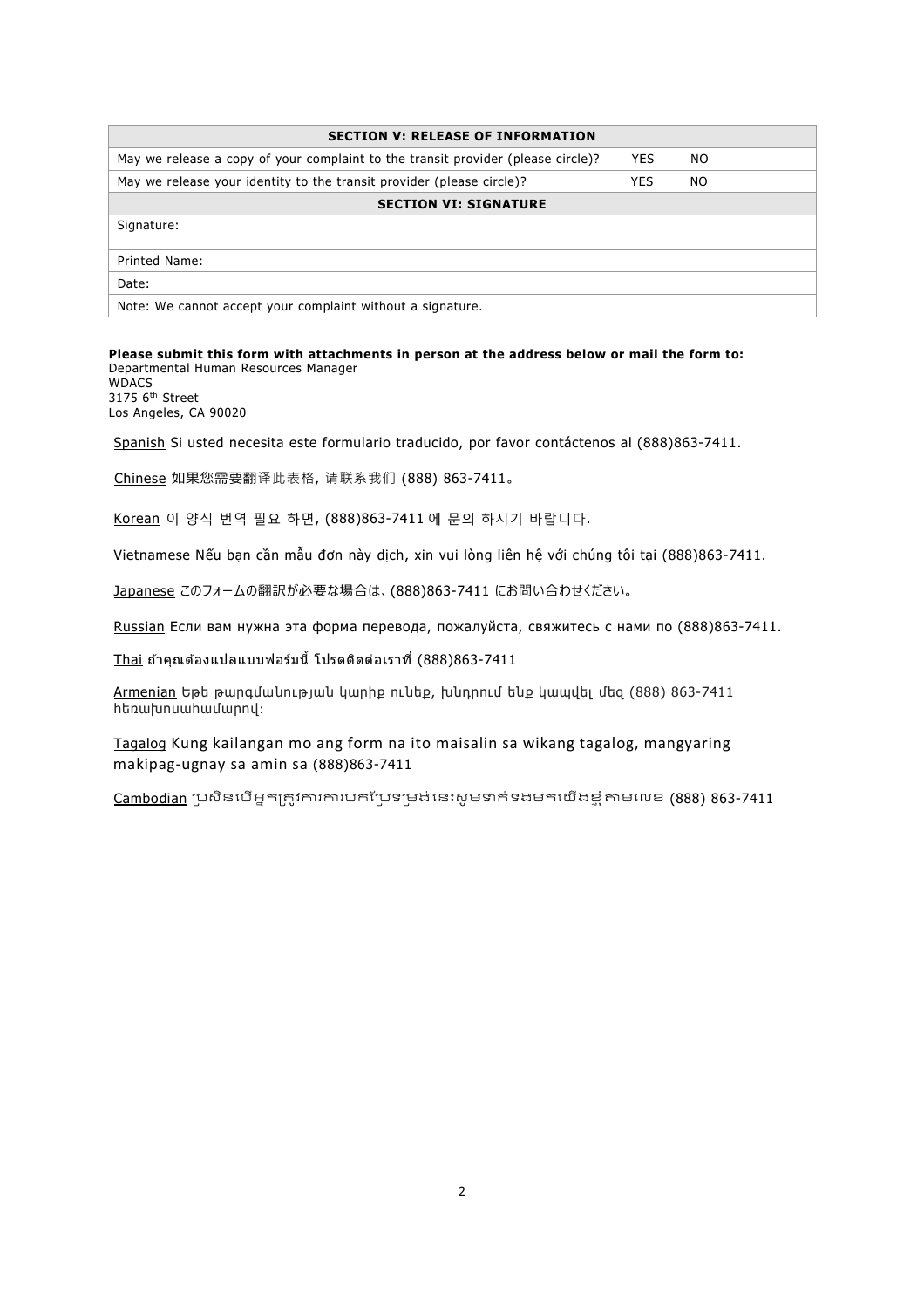| SECTION V: RELEASE OF INFORMATION | | |
|---|---|---|
| May we release a copy of your complaint to the transit provider (please circle)? | YES | NO |
| May we release your identity to the transit provider (please circle)? | YES | NO |

| SECTION VI: SIGNATURE |
|---|
| Signature: |
| Printed Name: |
| Date: |
| Note: We cannot accept your complaint without a signature. |

**Please submit this form with attachments in person at the address below or mail the form to:**
Departmental Human Resources Manager
WDACS
3175 6th Street
Los Angeles, CA 90020

Spanish Si usted necesita este formulario traducido, por favor contáctenos al (888)863-7411.

Chinese 如果您需要翻译此表格, 请联系我们 (888) 863-7411。

Korean 이 양식 번역 필요 하면, (888)863-7411 에 문의 하시기 바랍니다.

Vietnamese Nếu bạn cần mẫu đơn này dịch, xin vui lòng liên hệ với chúng tôi tại (888)863-7411.

Japanese このフォームの翻訳が必要な場合は、(888)863-7411 にお問い合わせください。

Russian Если вам нужна эта форма перевода, пожалуйста, свяжитесь с нами по (888)863-7411.

Thai ถ้าคุณต้องแปลแบบฟอร์มนี้ โปรดติดต่อเราที่ (888)863-7411

Armenian Եթե թարգմանության կարիք ունեք, խնդրում ենք կապվել մեզ (888) 863-7411 հեռախոսահամարով:

Tagalog Kung kailangan mo ang form na ito maisalin sa wikang tagalog, mangyaring makipag-ugnay sa amin sa (888)863-7411

Cambodian ប្រសិនបើអ្នកត្រូវការការបកប្រែទម្រង់នេះសូមទាក់ទងមកយើងខ្ញុំតាមលេខ (888) 863-7411